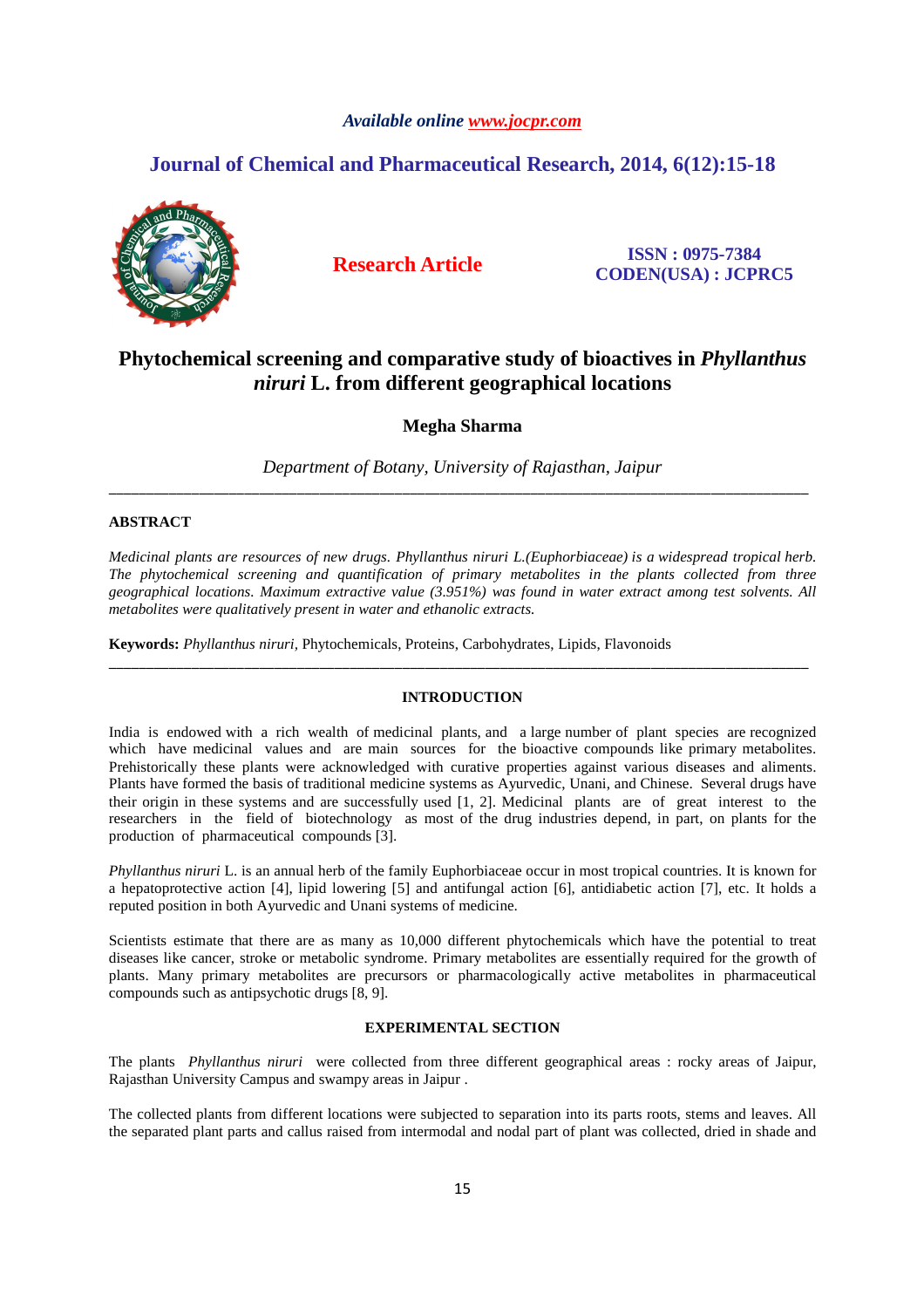*Available online www.jocpr.com*

## Journal of Chemical and Pharmaceutical Research, 2014, 6(12):15-18

**Research Article** | **ISSN : 0975-7384** **CODEN(USA) : JCPRC5**

# Phytochemical screening and comparative study of bioactives in *Phyllanthus niruri* L. from different geographical locations

**Megha Sharma**

*Department of Botany, University of Rajasthan, Jaipur*

---

**ABSTRACT**

*Medicinal plants are resources of new drugs. Phyllanthus niruri L.(Euphorbiaceae) is a widespread tropical herb. The phytochemical screening and quantification of primary metabolites in the plants collected from three geographical locations. Maximum extractive value (3.951%) was found in water extract among test solvents. All metabolites were qualitatively present in water and ethanolic extracts.*

**Keywords:** *Phyllanthus niruri*, Phytochemicals, Proteins, Carbohydrates, Lipids, Flavonoids

---

## INTRODUCTION

India is endowed with a rich wealth of medicinal plants, and a large number of plant species are recognized which have medicinal values and are main sources for the bioactive compounds like primary metabolites. Prehistorically these plants were acknowledged with curative properties against various diseases and aliments. Plants have formed the basis of traditional medicine systems as Ayurvedic, Unani, and Chinese. Several drugs have their origin in these systems and are successfully used [1, 2]. Medicinal plants are of great interest to the researchers in the field of biotechnology as most of the drug industries depend, in part, on plants for the production of pharmaceutical compounds [3].

*Phyllanthus niruri* L. is an annual herb of the family Euphorbiaceae occur in most tropical countries. It is known for a hepatoprotective action [4], lipid lowering [5] and antifungal action [6], antidiabetic action [7], etc. It holds a reputed position in both Ayurvedic and Unani systems of medicine.

Scientists estimate that there are as many as 10,000 different phytochemicals which have the potential to treat diseases like cancer, stroke or metabolic syndrome. Primary metabolites are essentially required for the growth of plants. Many primary metabolites are precursors or pharmacologically active metabolites in pharmaceutical compounds such as antipsychotic drugs [8, 9].

## EXPERIMENTAL SECTION

The plants *Phyllanthus niruri* were collected from three different geographical areas : rocky areas of Jaipur, Rajasthan University Campus and swampy areas in Jaipur .

The collected plants from different locations were subjected to separation into its parts roots, stems and leaves. All the separated plant parts and callus raised from intermodal and nodal part of plant was collected, dried in shade and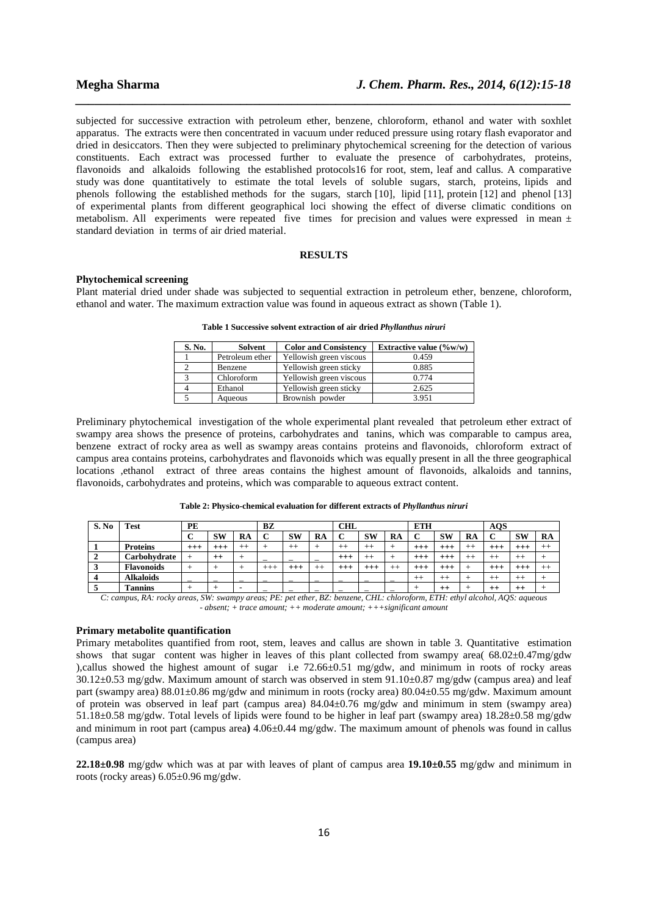subjected for successive extraction with petroleum ether, benzene, chloroform, ethanol and water with soxhlet apparatus. The extracts were then concentrated in vacuum under reduced pressure using rotary flash evaporator and dried in desiccators. Then they were subjected to preliminary phytochemical screening for the detection of various constituents. Each extract was processed further to evaluate the presence of carbohydrates, proteins, flavonoids and alkaloids following the established protocols16 for root, stem, leaf and callus. A comparative study was done quantitatively to estimate the total levels of soluble sugars, starch, proteins, lipids and phenols following the established methods for the sugars, starch [10], lipid [11], protein [12] and phenol [13] of experimental plants from different geographical loci showing the effect of diverse climatic conditions on metabolism. All experiments were repeated five times for precision and values were expressed in mean ± standard deviation in terms of air dried material.

## RESULTS

### Phytochemical screening

Plant material dried under shade was subjected to sequential extraction in petroleum ether, benzene, chloroform, ethanol and water. The maximum extraction value was found in aqueous extract as shown (Table 1).

**Table 1 Successive solvent extraction of air dried *Phyllanthus niruri***

| S. No. | Solvent | Color and Consistency | Extractive value (%w/w) |
|---|---|---|---|
| 1 | Petroleum ether | Yellowish green viscous | 0.459 |
| 2 | Benzene | Yellowish green sticky | 0.885 |
| 3 | Chloroform | Yellowish green viscous | 0.774 |
| 4 | Ethanol | Yellowish green sticky | 2.625 |
| 5 | Aqueous | Brownish powder | 3.951 |

Preliminary phytochemical investigation of the whole experimental plant revealed that petroleum ether extract of swampy area shows the presence of proteins, carbohydrates and tanins, which was comparable to campus area, benzene extract of rocky area as well as swampy areas contains proteins and flavonoids, chloroform extract of campus area contains proteins, carbohydrates and flavonoids which was equally present in all the three geographical locations ,ethanol extract of three areas contains the highest amount of flavonoids, alkaloids and tannins, flavonoids, carbohydrates and proteins, which was comparable to aqueous extract content.

**Table 2: Physico-chemical evaluation for different extracts of *Phyllanthus niruri***

| S. No | Test | PE | | | BZ | | | CHL | | | ETH | | | AQS | | |
|---|---|---|---|---|---|---|---|---|---|---|---|---|---|---|---|---|
| | | C | SW | RA | C | SW | RA | C | SW | RA | C | SW | RA | C | SW | RA |
| 1 | Proteins | +++ | +++ | ++ | + | ++ | + | ++ | ++ | + | +++ | +++ | ++ | +++ | +++ | ++ |
| 2 | Carbohydrate | + | ++ | + | _ | _ | _ | +++ | ++ | + | +++ | +++ | ++ | ++ | ++ | + |
| 3 | Flavonoids | + | + | + | +++ | +++ | ++ | +++ | +++ | ++ | +++ | +++ | + | +++ | +++ | ++ |
| 4 | Alkaloids | _ | _ | _ | _ | _ | _ | _ | _ | _ | ++ | ++ | + | ++ | ++ | + |
| 5 | Tannins | + | + | - | _ | _ | _ | _ | _ | _ | + | ++ | + | ++ | ++ | + |

*C: campus, RA: rocky areas, SW: swampy areas; PE: pet ether, BZ: benzene, CHL: chloroform, ETH: ethyl alcohol, AQS: aqueous*
*- absent; + trace amount; ++ moderate amount; +++significant amount*

### Primary metabolite quantification

Primary metabolites quantified from root, stem, leaves and callus are shown in table 3. Quantitative estimation shows that sugar content was higher in leaves of this plant collected from swampy area( 68.02±0.47mg/gdw ),callus showed the highest amount of sugar i.e 72.66±0.51 mg/gdw, and minimum in roots of rocky areas 30.12±0.53 mg/gdw. Maximum amount of starch was observed in stem 91.10±0.87 mg/gdw (campus area) and leaf part (swampy area) 88.01±0.86 mg/gdw and minimum in roots (rocky area) 80.04±0.55 mg/gdw. Maximum amount of protein was observed in leaf part (campus area) 84.04±0.76 mg/gdw and minimum in stem (swampy area) 51.18±0.58 mg/gdw. Total levels of lipids were found to be higher in leaf part (swampy area) 18.28±0.58 mg/gdw and minimum in root part (campus area**)** 4.06±0.44 mg/gdw. The maximum amount of phenols was found in callus (campus area)

**22.18±0.98** mg/gdw which was at par with leaves of plant of campus area **19.10±0.55** mg/gdw and minimum in roots (rocky areas) 6.05±0.96 mg/gdw.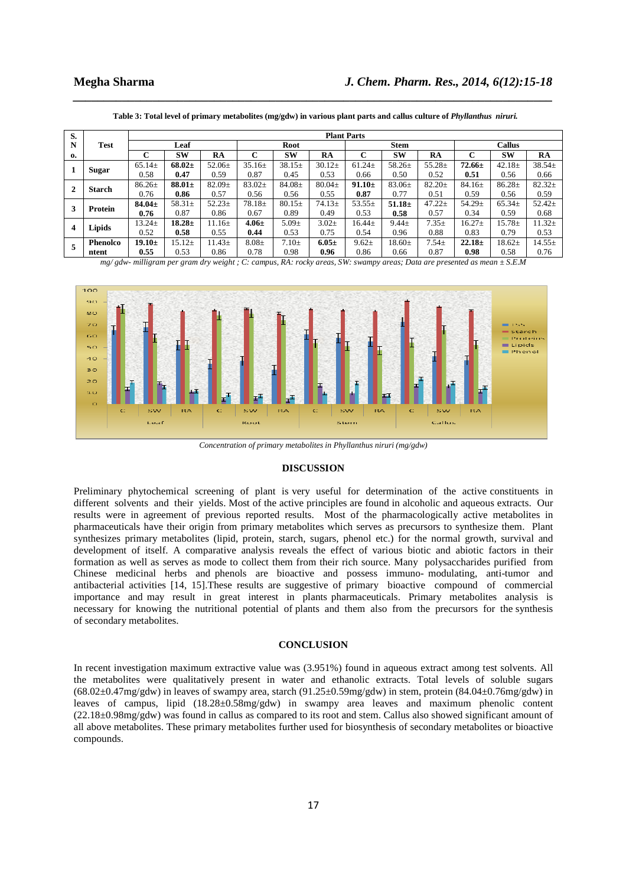**Table 3: Total level of primary metabolites (mg/gdw) in various plant parts and callus culture of *Phyllanthus niruri.***

| S. No. | Test | Plant Parts | | | | | | | | | | | |
|---|---|---|---|---|---|---|---|---|---|---|---|---|---|
| | | Leaf | | | Root | | | Stem | | | Callus | | |
| | | C | SW | RA | C | SW | RA | C | SW | RA | C | SW | RA |
| 1 | Sugar | 65.14± 0.58 | **68.02± 0.47** | 52.06± 0.59 | 35.16± 0.87 | 38.15± 0.45 | 30.12± 0.53 | 61.24± 0.66 | 58.26± 0.50 | 55.28± 0.52 | **72.66± 0.51** | 42.18± 0.56 | 38.54± 0.66 |
| 2 | Starch | 86.26± 0.76 | **88.01± 0.86** | 82.09± 0.57 | 83.02± 0.56 | 84.08± 0.56 | 80.04± 0.55 | **91.10± 0.87** | 83.06± 0.77 | 82.20± 0.51 | 84.16± 0.59 | 86.28± 0.56 | 82.32± 0.59 |
| 3 | Protein | **84.04± 0.76** | 58.31± 0.87 | 52.23± 0.86 | 78.18± 0.67 | 80.15± 0.89 | 74.13± 0.49 | 53.55± 0.53 | **51.18± 0.58** | 47.22± 0.57 | 54.29± 0.34 | 65.34± 0.59 | 52.42± 0.68 |
| 4 | Lipids | 13.24± 0.52 | **18.28± 0.58** | 11.16± 0.55 | **4.06± 0.44** | 5.09± 0.53 | 3.02± 0.75 | 16.44± 0.54 | 9.44± 0.96 | 7.35± 0.88 | 16.27± 0.83 | 15.78± 0.79 | 11.32± 0.53 |
| 5 | Phenolcontent | **19.10± 0.55** | 15.12± 0.53 | 11.43± 0.86 | 8.08± 0.78 | 7.10± 0.98 | **6.05± 0.96** | 9.62± 0.86 | 18.60± 0.66 | 7.54± 0.87 | **22.18± 0.98** | 18.62± 0.58 | 14.55± 0.76 |

*mg/ gdw- milligram per gram dry weight ; C: campus, RA: rocky areas, SW: swampy areas; Data are presented as mean ± S.E.M*

*Concentration of primary metabolites in Phyllanthus niruri (mg/gdw)*

## DISCUSSION

Preliminary phytochemical screening of plant is very useful for determination of the active constituents in different solvents and their yields. Most of the active principles are found in alcoholic and aqueous extracts. Our results were in agreement of previous reported results. Most of the pharmacologically active metabolites in pharmaceuticals have their origin from primary metabolites which serves as precursors to synthesize them. Plant synthesizes primary metabolites (lipid, protein, starch, sugars, phenol etc.) for the normal growth, survival and development of itself. A comparative analysis reveals the effect of various biotic and abiotic factors in their formation as well as serves as mode to collect them from their rich source. Many polysaccharides purified from Chinese medicinal herbs and phenols are bioactive and possess immuno- modulating, anti-tumor and antibacterial activities [14, 15].These results are suggestive of primary bioactive compound of commercial importance and may result in great interest in plants pharmaceuticals. Primary metabolites analysis is necessary for knowing the nutritional potential of plants and them also from the precursors for the synthesis of secondary metabolites.

## CONCLUSION

In recent investigation maximum extractive value was (3.951%) found in aqueous extract among test solvents. All the metabolites were qualitatively present in water and ethanolic extracts. Total levels of soluble sugars (68.02±0.47mg/gdw) in leaves of swampy area, starch (91.25±0.59mg/gdw) in stem, protein (84.04±0.76mg/gdw) in leaves of campus, lipid (18.28±0.58mg/gdw) in swampy area leaves and maximum phenolic content (22.18±0.98mg/gdw) was found in callus as compared to its root and stem. Callus also showed significant amount of all above metabolites. These primary metabolites further used for biosynthesis of secondary metabolites or bioactive compounds.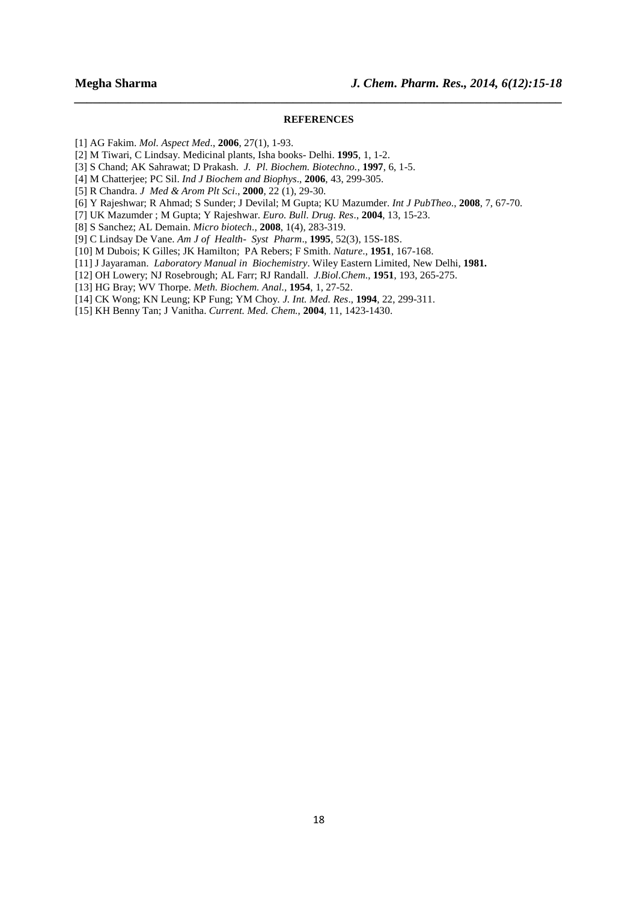## REFERENCES

[1] AG Fakim. *Mol. Aspect Med*., **2006**, 27(1), 1-93.
[2] M Tiwari, C Lindsay. Medicinal plants, Isha books- Delhi. **1995**, 1, 1-2.
[3] S Chand; AK Sahrawat; D Prakash. *J. Pl. Biochem. Biotechno.,* **1997**, 6, 1-5.
[4] M Chatterjee; PC Sil. *Ind J Biochem and Biophys*., **2006**, 43, 299-305.
[5] R Chandra. *J Med & Arom Plt Sci*., **2000**, 22 (1), 29-30.
[6] Y Rajeshwar; R Ahmad; S Sunder; J Devilal; M Gupta; KU Mazumder. *Int J PubTheo*., **2008**, 7, 67-70.
[7] UK Mazumder ; M Gupta; Y Rajeshwar. *Euro. Bull. Drug. Res*., **2004**, 13, 15-23.
[8] S Sanchez; AL Demain. *Micro biotech*., **2008**, 1(4), 283-319.
[9] C Lindsay De Vane. *Am J of Health- Syst Pharm*., **1995**, 52(3), 15S-18S.
[10] M Dubois; K Gilles; JK Hamilton; PA Rebers; F Smith. *Nature*., **1951**, 167-168.
[11] J Jayaraman. *Laboratory Manual in Biochemistry*. Wiley Eastern Limited, New Delhi, **1981.**
[12] OH Lowery; NJ Rosebrough; AL Farr; RJ Randall. *J.Biol.Chem*., **1951**, 193, 265-275.
[13] HG Bray; WV Thorpe. *Meth. Biochem. Anal*., **1954**, 1, 27-52.
[14] CK Wong; KN Leung; KP Fung; YM Choy. *J. Int. Med. Res*., **1994**, 22, 299-311.
[15] KH Benny Tan; J Vanitha. *Current. Med. Chem.*, **2004**, 11, 1423-1430.